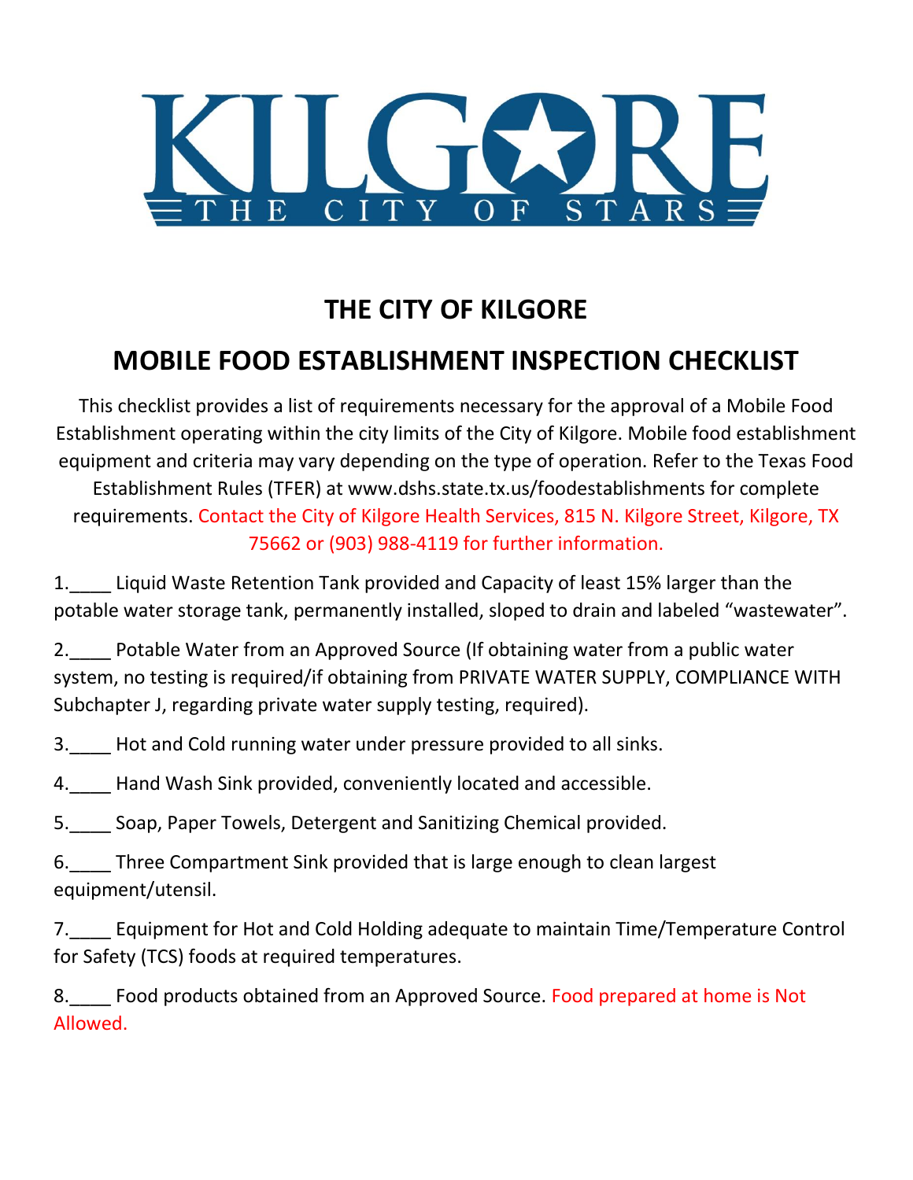KILGORE
THE CITY OF STARS

# THE CITY OF KILGORE

## MOBILE FOOD ESTABLISHMENT INSPECTION CHECKLIST

This checklist provides a list of requirements necessary for the approval of a Mobile Food Establishment operating within the city limits of the City of Kilgore. Mobile food establishment equipment and criteria may vary depending on the type of operation. Refer to the Texas Food Establishment Rules (TFER) at www.dshs.state.tx.us/foodestablishments for complete requirements. Contact the City of Kilgore Health Services, 815 N. Kilgore Street, Kilgore, TX 75662 or (903) 988-4119 for further information.

1.____ Liquid Waste Retention Tank provided and Capacity of least 15% larger than the potable water storage tank, permanently installed, sloped to drain and labeled "wastewater".

2.____ Potable Water from an Approved Source (If obtaining water from a public water system, no testing is required/if obtaining from PRIVATE WATER SUPPLY, COMPLIANCE WITH Subchapter J, regarding private water supply testing, required).

3.____ Hot and Cold running water under pressure provided to all sinks.

4.____ Hand Wash Sink provided, conveniently located and accessible.

5.____ Soap, Paper Towels, Detergent and Sanitizing Chemical provided.

6.____ Three Compartment Sink provided that is large enough to clean largest equipment/utensil.

7.____ Equipment for Hot and Cold Holding adequate to maintain Time/Temperature Control for Safety (TCS) foods at required temperatures.

8.____ Food products obtained from an Approved Source. Food prepared at home is Not Allowed.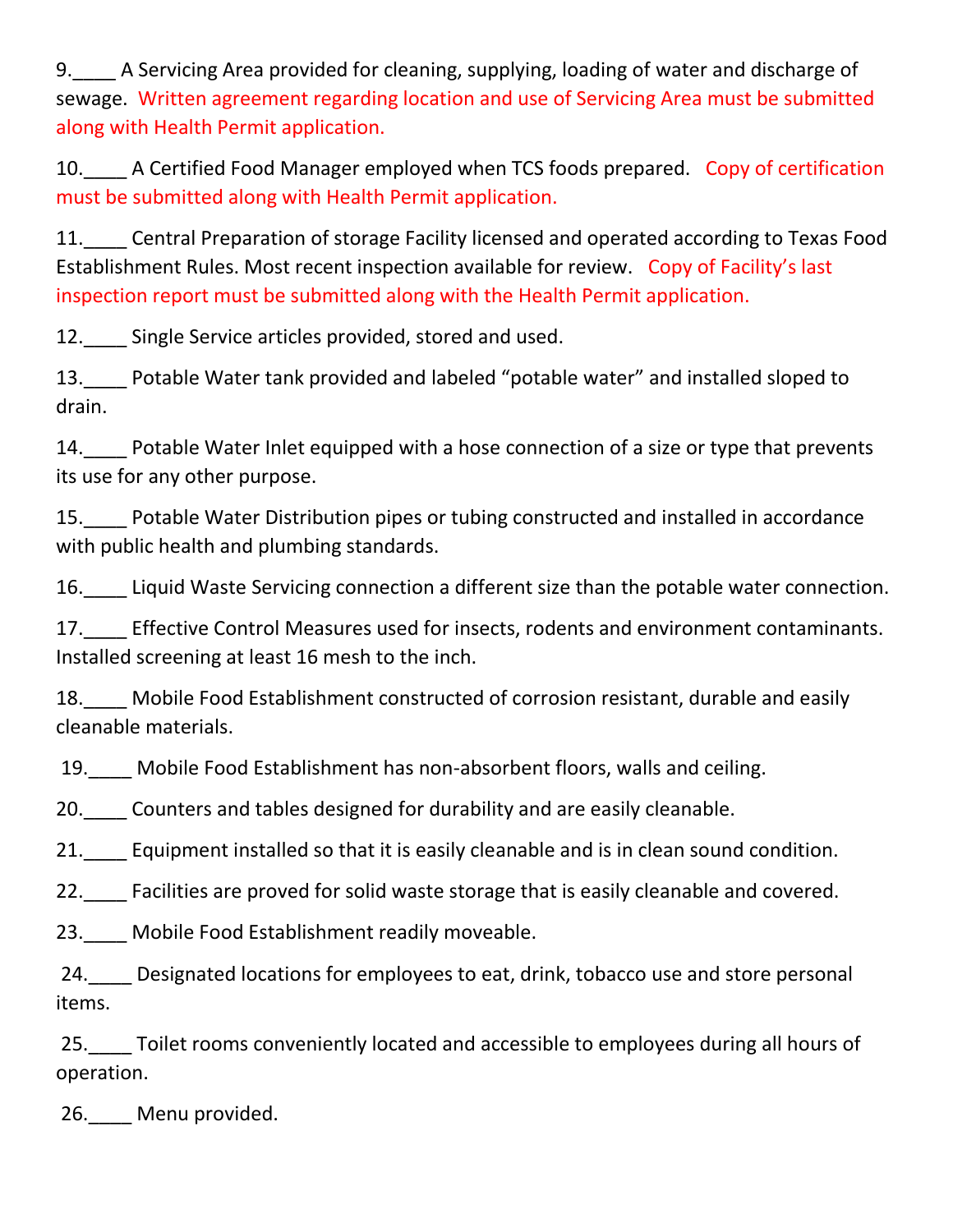9.____ A Servicing Area provided for cleaning, supplying, loading of water and discharge of sewage. Written agreement regarding location and use of Servicing Area must be submitted along with Health Permit application.

10.____ A Certified Food Manager employed when TCS foods prepared. Copy of certification must be submitted along with Health Permit application.

11.____ Central Preparation of storage Facility licensed and operated according to Texas Food Establishment Rules. Most recent inspection available for review. Copy of Facility's last inspection report must be submitted along with the Health Permit application.

12.____ Single Service articles provided, stored and used.

13.____ Potable Water tank provided and labeled "potable water" and installed sloped to drain.

14.____ Potable Water Inlet equipped with a hose connection of a size or type that prevents its use for any other purpose.

15.____ Potable Water Distribution pipes or tubing constructed and installed in accordance with public health and plumbing standards.

16.____ Liquid Waste Servicing connection a different size than the potable water connection.

17.____ Effective Control Measures used for insects, rodents and environment contaminants. Installed screening at least 16 mesh to the inch.

18.____ Mobile Food Establishment constructed of corrosion resistant, durable and easily cleanable materials.

19.____ Mobile Food Establishment has non-absorbent floors, walls and ceiling.

20.____ Counters and tables designed for durability and are easily cleanable.

21.____ Equipment installed so that it is easily cleanable and is in clean sound condition.

22.____ Facilities are proved for solid waste storage that is easily cleanable and covered.

23.____ Mobile Food Establishment readily moveable.

24.____ Designated locations for employees to eat, drink, tobacco use and store personal items.

25.____ Toilet rooms conveniently located and accessible to employees during all hours of operation.

26.____ Menu provided.